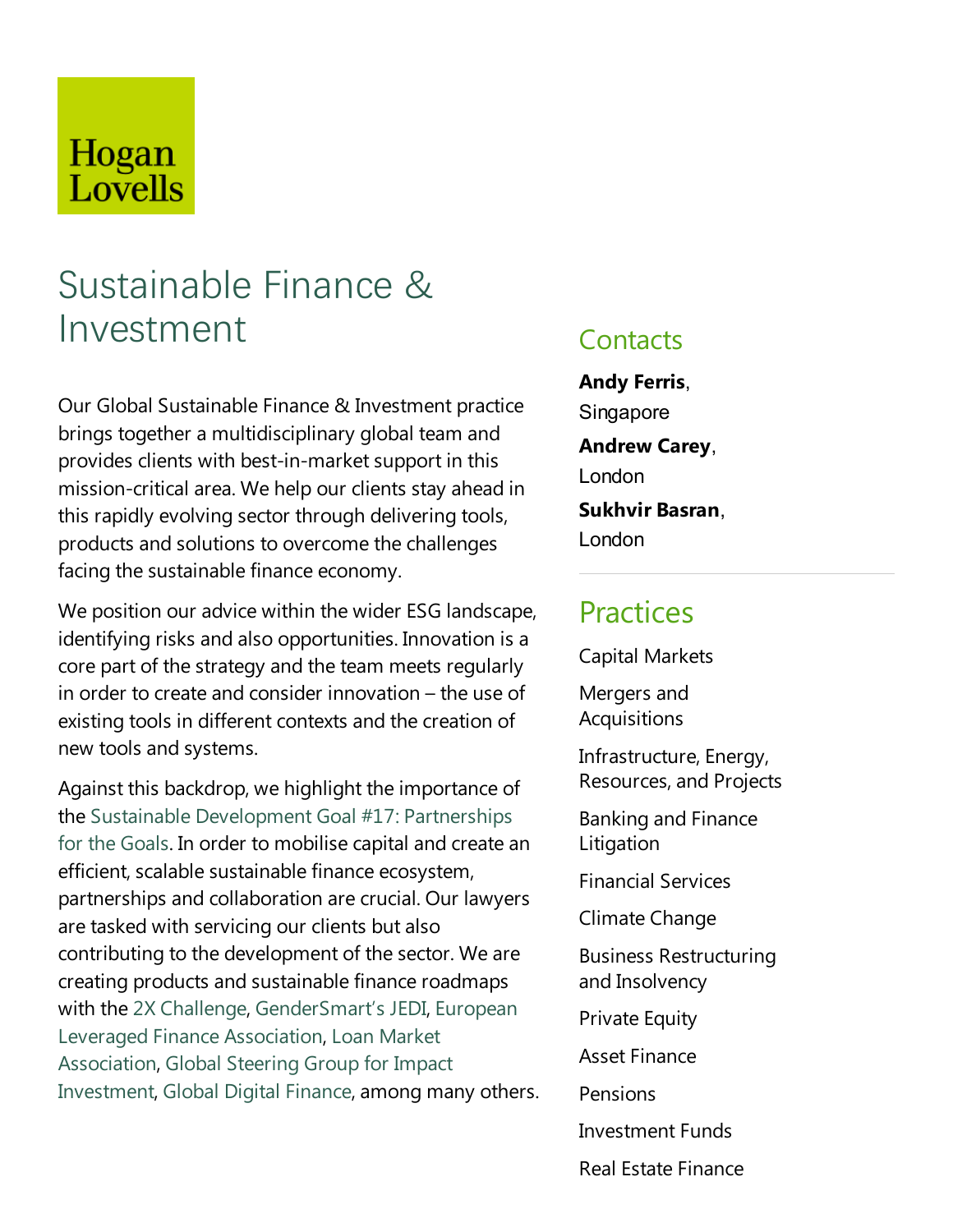Hogan Lovells

# Sustainable Finance & Investment

Our Global Sustainable Finance & Investment practice brings together a multidisciplinary global team and provides clients with best-in-market support in this mission-critical area. We help our clients stay ahead in this rapidly evolving sector through delivering tools, products and solutions to overcome the challenges facing the sustainable finance economy.

We position our advice within the wider ESG landscape, identifying risks and also opportunities. Innovation is a core part of the strategy and the team meets regularly in order to create and consider innovation – the use of existing tools in different contexts and the creation of new tools and systems.

Against this backdrop, we highlight the importance of the Sustainable Development Goal #17: Partnerships for the Goals. In order to mobilise capital and create an efficient, scalable sustainable finance ecosystem, partnerships and collaboration are crucial. Our lawyers are tasked with servicing our clients but also contributing to the development of the sector. We are creating products and sustainable finance roadmaps with the 2X Challenge, GenderSmart's JEDI, European Leveraged Finance Association, Loan Market Association, Global Steering Group for Impact Investment, Global Digital Finance, among many others.

## Contacts

**Andy Ferris**, Singapore

**Andrew Carey**, London

**Sukhvir Basran**, London

## Practices

Capital Markets

Mergers and Acquisitions

Infrastructure, Energy, Resources, and Projects

Banking and Finance Litigation

Financial Services

Climate Change

Business Restructuring and Insolvency

Private Equity

Asset Finance

Pensions

Investment Funds

Real Estate Finance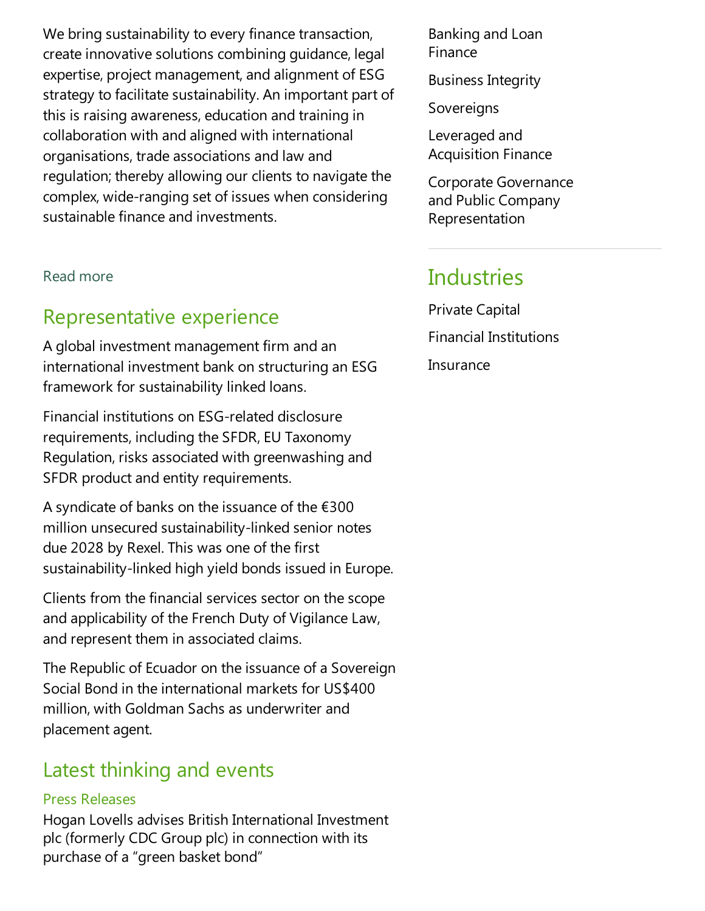We bring sustainability to every finance transaction, create innovative solutions combining guidance, legal expertise, project management, and alignment of ESG strategy to facilitate sustainability. An important part of this is raising awareness, education and training in collaboration with and aligned with international organisations, trade associations and law and regulation; thereby allowing our clients to navigate the complex, wide-ranging set of issues when considering sustainable finance and investments.

Read more

## Representative experience

A global investment management firm and an international investment bank on structuring an ESG framework for sustainability linked loans.

Financial institutions on ESG-related disclosure requirements, including the SFDR, EU Taxonomy Regulation, risks associated with greenwashing and SFDR product and entity requirements.

A syndicate of banks on the issuance of the €300 million unsecured sustainability-linked senior notes due 2028 by Rexel. This was one of the first sustainability-linked high yield bonds issued in Europe.

Clients from the financial services sector on the scope and applicability of the French Duty of Vigilance Law, and represent them in associated claims.

The Republic of Ecuador on the issuance of a Sovereign Social Bond in the international markets for US$400 million, with Goldman Sachs as underwriter and placement agent.

## Latest thinking and events

### Press Releases

Hogan Lovells advises British International Investment plc (formerly CDC Group plc) in connection with its purchase of a "green basket bond"

Banking and Loan Finance

Business Integrity

Sovereigns

Leveraged and Acquisition Finance

Corporate Governance and Public Company Representation

## Industries

Private Capital

Financial Institutions

Insurance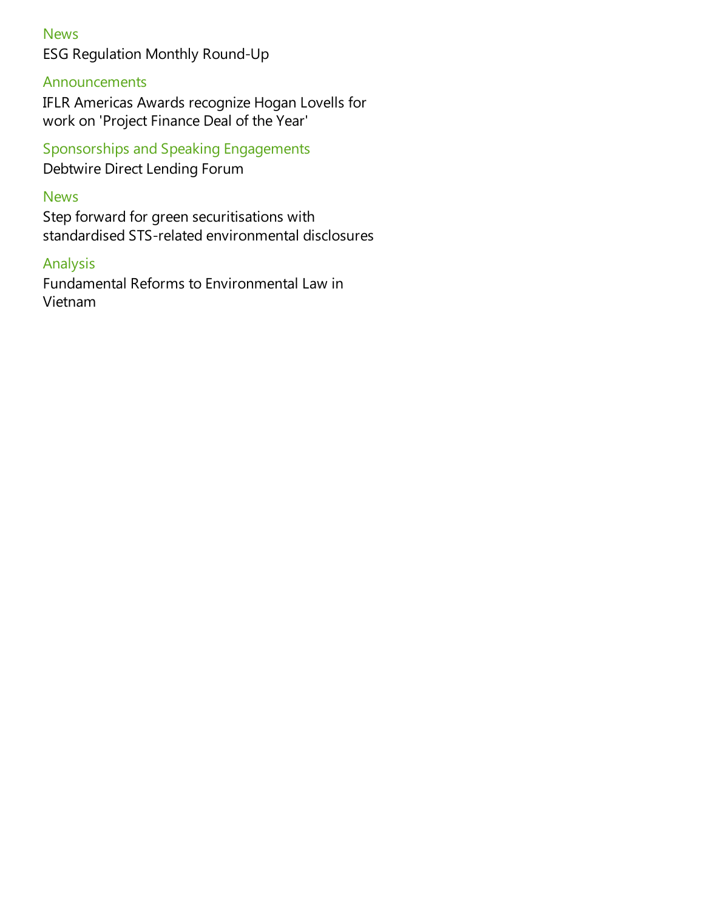News

ESG Regulation Monthly Round-Up

Announcements

IFLR Americas Awards recognize Hogan Lovells for work on 'Project Finance Deal of the Year'

Sponsorships and Speaking Engagements

Debtwire Direct Lending Forum

News

Step forward for green securitisations with standardised STS-related environmental disclosures

Analysis

Fundamental Reforms to Environmental Law in Vietnam